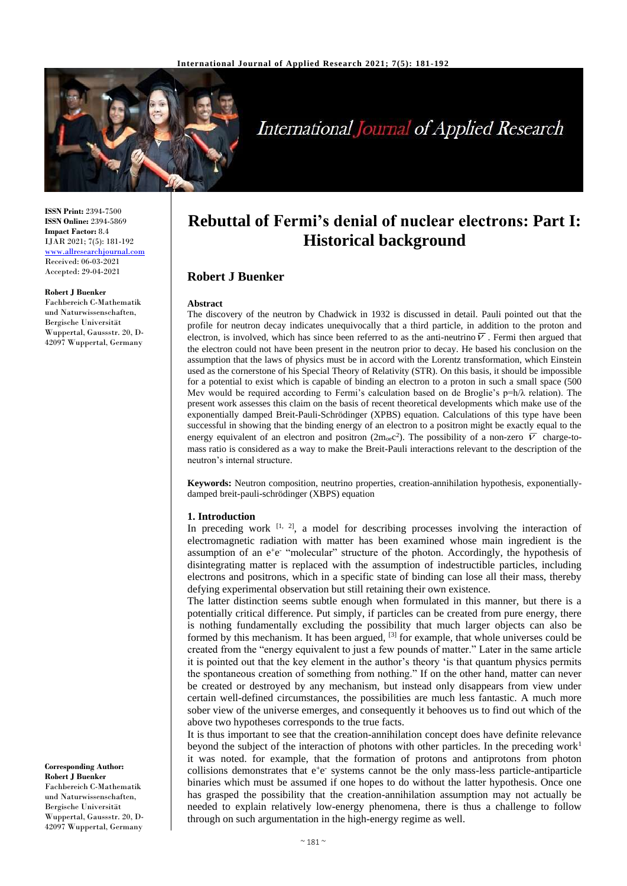**ISSN Print:** 2394-7500
**ISSN Online:** 2394-5869
**Impact Factor:** 8.4
IJAR 2021; 7(5): 181-192
www.allresearchjournal.com
Received: 06-03-2021
Accepted: 29-04-2021

**Robert J Buenker**
Fachbereich C-Mathematik und Naturwissenschaften, Bergische Universität Wuppertal, Gaussstr. 20, D-42097 Wuppertal, Germany

**Corresponding Author:**
**Robert J Buenker**
Fachbereich C-Mathematik und Naturwissenschaften, Bergische Universität Wuppertal, Gaussstr. 20, D-42097 Wuppertal, Germany

# Rebuttal of Fermi's denial of nuclear electrons: Part I: Historical background

## Robert J Buenker

### Abstract

The discovery of the neutron by Chadwick in 1932 is discussed in detail. Pauli pointed out that the profile for neutron decay indicates unequivocally that a third particle, in addition to the proton and electron, is involved, which has since been referred to as the anti-neutrino $\overline{\nu}$ . Fermi then argued that the electron could not have been present in the neutron prior to decay. He based his conclusion on the assumption that the laws of physics must be in accord with the Lorentz transformation, which Einstein used as the cornerstone of his Special Theory of Relativity (STR). On this basis, it should be impossible for a potential to exist which is capable of binding an electron to a proton in such a small space (500 Mev would be required according to Fermi's calculation based on de Broglie's $p=h/\lambda$ relation). The present work assesses this claim on the basis of recent theoretical developments which make use of the exponentially damped Breit-Pauli-Schrödinger (XBPS) equation. Calculations of this type have been successful in showing that the binding energy of an electron to a positron might be exactly equal to the energy equivalent of an electron and positron ($2m_{oe}c^2$). The possibility of a non-zero $\overline{\nu}$ charge-to-mass ratio is considered as a way to make the Breit-Pauli interactions relevant to the description of the neutron's internal structure.

**Keywords:** Neutron composition, neutrino properties, creation-annihilation hypothesis, exponentially-damped breit-pauli-schrödinger (XBPS) equation

### 1. Introduction

In preceding work [1, 2], a model for describing processes involving the interaction of electromagnetic radiation with matter has been examined whose main ingredient is the assumption of an $e^+e^-$ "molecular" structure of the photon. Accordingly, the hypothesis of disintegrating matter is replaced with the assumption of indestructible particles, including electrons and positrons, which in a specific state of binding can lose all their mass, thereby defying experimental observation but still retaining their own existence.

The latter distinction seems subtle enough when formulated in this manner, but there is a potentially critical difference. Put simply, if particles can be created from pure energy, there is nothing fundamentally excluding the possibility that much larger objects can also be formed by this mechanism. It has been argued, [3] for example, that whole universes could be created from the "energy equivalent to just a few pounds of matter." Later in the same article it is pointed out that the key element in the author's theory 'is that quantum physics permits the spontaneous creation of something from nothing." If on the other hand, matter can never be created or destroyed by any mechanism, but instead only disappears from view under certain well-defined circumstances, the possibilities are much less fantastic. A much more sober view of the universe emerges, and consequently it behooves us to find out which of the above two hypotheses corresponds to the true facts.

It is thus important to see that the creation-annihilation concept does have definite relevance beyond the subject of the interaction of photons with other particles. In the preceding work[1] it was noted. for example, that the formation of protons and antiprotons from photon collisions demonstrates that $e^+e^-$ systems cannot be the only mass-less particle-antiparticle binaries which must be assumed if one hopes to do without the latter hypothesis. Once one has grasped the possibility that the creation-annihilation assumption may not actually be needed to explain relatively low-energy phenomena, there is thus a challenge to follow through on such argumentation in the high-energy regime as well.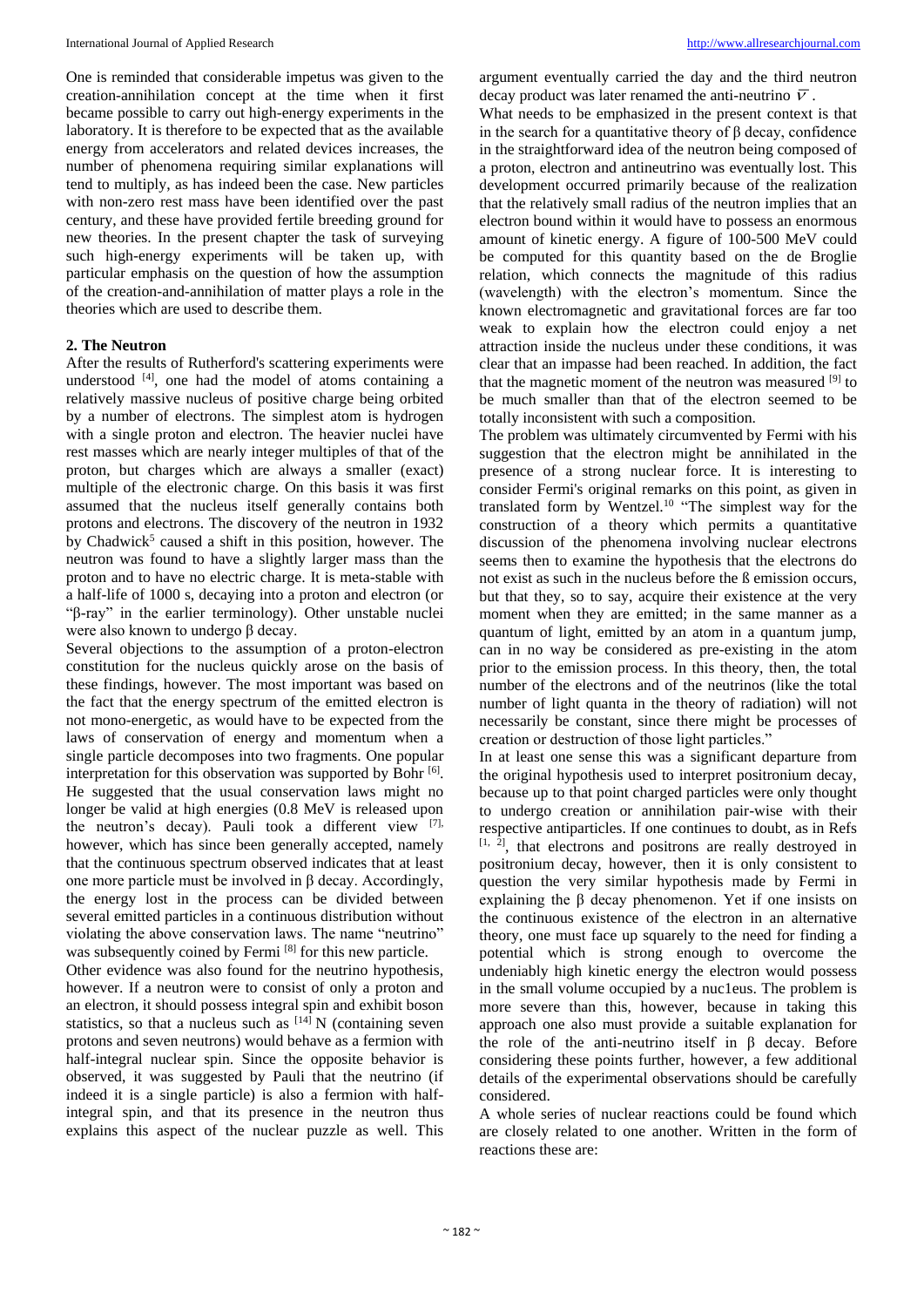One is reminded that considerable impetus was given to the creation-annihilation concept at the time when it first became possible to carry out high-energy experiments in the laboratory. It is therefore to be expected that as the available energy from accelerators and related devices increases, the number of phenomena requiring similar explanations will tend to multiply, as has indeed been the case. New particles with non-zero rest mass have been identified over the past century, and these have provided fertile breeding ground for new theories. In the present chapter the task of surveying such high-energy experiments will be taken up, with particular emphasis on the question of how the assumption of the creation-and-annihilation of matter plays a role in the theories which are used to describe them.

## 2. The Neutron

After the results of Rutherford's scattering experiments were understood [4], one had the model of atoms containing a relatively massive nucleus of positive charge being orbited by a number of electrons. The simplest atom is hydrogen with a single proton and electron. The heavier nuclei have rest masses which are nearly integer multiples of that of the proton, but charges which are always a smaller (exact) multiple of the electronic charge. On this basis it was first assumed that the nucleus itself generally contains both protons and electrons. The discovery of the neutron in 1932 by Chadwick[5] caused a shift in this position, however. The neutron was found to have a slightly larger mass than the proton and to have no electric charge. It is meta-stable with a half-life of 1000 s, decaying into a proton and electron (or "β-ray" in the earlier terminology). Other unstable nuclei were also known to undergo β decay.

Several objections to the assumption of a proton-electron constitution for the nucleus quickly arose on the basis of these findings, however. The most important was based on the fact that the energy spectrum of the emitted electron is not mono-energetic, as would have to be expected from the laws of conservation of energy and momentum when a single particle decomposes into two fragments. One popular interpretation for this observation was supported by Bohr [6]. He suggested that the usual conservation laws might no longer be valid at high energies (0.8 MeV is released upon the neutron's decay). Pauli took a different view [7], however, which has since been generally accepted, namely that the continuous spectrum observed indicates that at least one more particle must be involved in β decay. Accordingly, the energy lost in the process can be divided between several emitted particles in a continuous distribution without violating the above conservation laws. The name "neutrino" was subsequently coined by Fermi [8] for this new particle.

Other evidence was also found for the neutrino hypothesis, however. If a neutron were to consist of only a proton and an electron, it should possess integral spin and exhibit boson statistics, so that a nucleus such as [14] N (containing seven protons and seven neutrons) would behave as a fermion with half-integral nuclear spin. Since the opposite behavior is observed, it was suggested by Pauli that the neutrino (if indeed it is a single particle) is also a fermion with half-integral spin, and that its presence in the neutron thus explains this aspect of the nuclear puzzle as well. This argument eventually carried the day and the third neutron decay product was later renamed the anti-neutrino $\bar{\nu}$.

What needs to be emphasized in the present context is that in the search for a quantitative theory of β decay, confidence in the straightforward idea of the neutron being composed of a proton, electron and antineutrino was eventually lost. This development occurred primarily because of the realization that the relatively small radius of the neutron implies that an electron bound within it would have to possess an enormous amount of kinetic energy. A figure of 100-500 MeV could be computed for this quantity based on the de Broglie relation, which connects the magnitude of this radius (wavelength) with the electron's momentum. Since the known electromagnetic and gravitational forces are far too weak to explain how the electron could enjoy a net attraction inside the nucleus under these conditions, it was clear that an impasse had been reached. In addition, the fact that the magnetic moment of the neutron was measured [9] to be much smaller than that of the electron seemed to be totally inconsistent with such a composition.

The problem was ultimately circumvented by Fermi with his suggestion that the electron might be annihilated in the presence of a strong nuclear force. It is interesting to consider Fermi's original remarks on this point, as given in translated form by Wentzel.[10] "The simplest way for the construction of a theory which permits a quantitative discussion of the phenomena involving nuclear electrons seems then to examine the hypothesis that the electrons do not exist as such in the nucleus before the ß emission occurs, but that they, so to say, acquire their existence at the very moment when they are emitted; in the same manner as a quantum of light, emitted by an atom in a quantum jump, can in no way be considered as pre-existing in the atom prior to the emission process. In this theory, then, the total number of the electrons and of the neutrinos (like the total number of light quanta in the theory of radiation) will not necessarily be constant, since there might be processes of creation or destruction of those light particles."

In at least one sense this was a significant departure from the original hypothesis used to interpret positronium decay, because up to that point charged particles were only thought to undergo creation or annihilation pair-wise with their respective antiparticles. If one continues to doubt, as in Refs [1, 2], that electrons and positrons are really destroyed in positronium decay, however, then it is only consistent to question the very similar hypothesis made by Fermi in explaining the β decay phenomenon. Yet if one insists on the continuous existence of the electron in an alternative theory, one must face up squarely to the need for finding a potential which is strong enough to overcome the undeniably high kinetic energy the electron would possess in the small volume occupied by a nuc1eus. The problem is more severe than this, however, because in taking this approach one also must provide a suitable explanation for the role of the anti-neutrino itself in β decay. Before considering these points further, however, a few additional details of the experimental observations should be carefully considered.

A whole series of nuclear reactions could be found which are closely related to one another. Written in the form of reactions these are: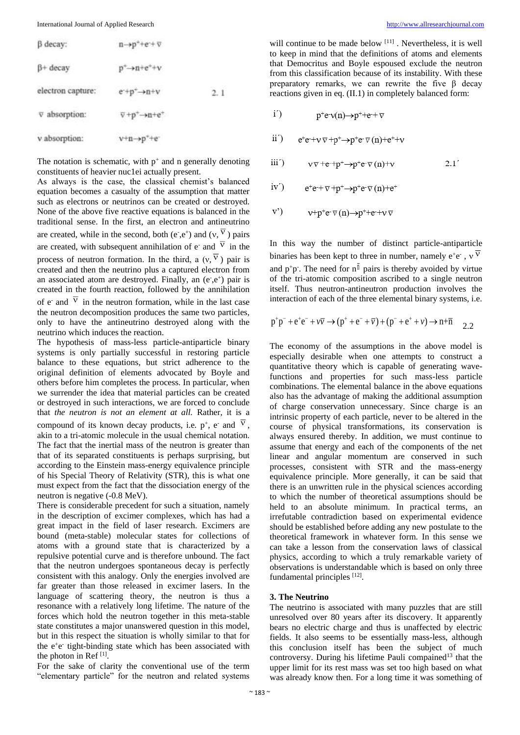| | | |
|---|---|---|
| β decay: | $n \to p^+ + e^- + \bar{\nu}$ | |
| β+ decay | $p^+ \to n + e^+ + \nu$ | |
| electron capture: | $e^- + p^+ \to n + \nu$ | 2. 1 |
| $\bar{\nu}$ absorption: | $\bar{\nu} + p^+ \to n + e^+$ | |
| ν absorption: | $\nu + n \to p^+ + e^-$ | |

The notation is schematic, with $p^+$ and n generally denoting constituents of heavier nuc1ei actually present.

As always is the case, the classical chemist's balanced equation becomes a casualty of the assumption that matter such as electrons or neutrinos can be created or destroyed. None of the above five reactive equations is balanced in the traditional sense. In the first, an electron and antineutrino are created, while in the second, both $(e^-, e^+)$ and $(\nu, \bar{\nu})$ pairs are created, with subsequent annihilation of $e^-$ and $\bar{\nu}$ in the process of neutron formation. In the third, a $(\nu, \bar{\nu})$ pair is created and then the neutrino plus a captured electron from an associated atom are destroyed. Finally, an $(e^-, e^+)$ pair is created in the fourth reaction, followed by the annihilation of $e^-$ and $\bar{\nu}$ in the neutron formation, while in the last case the neutron decomposition produces the same two particles, only to have the antineutrino destroyed along with the neutrino which induces the reaction.

The hypothesis of mass-less particle-antiparticle binary systems is only partially successful in restoring particle balance to these equations, but strict adherence to the original definition of elements advocated by Boyle and others before him completes the process. In particular, when we surrender the idea that material particles can be created or destroyed in such interactions, we are forced to conclude that *the neutron is not an element at all.* Rather, it is a compound of its known decay products, i.e. $p^+$, $e^-$ and $\bar{\nu}$, akin to a tri-atomic molecule in the usual chemical notation. The fact that the inertial mass of the neutron is greater than that of its separated constituents is perhaps surprising, but according to the Einstein mass-energy equivalence principle of his Special Theory of Relativity (STR), this is what one must expect from the fact that the dissociation energy of the neutron is negative (-0.8 MeV).

There is considerable precedent for such a situation, namely in the description of excimer complexes, which has had a great impact in the field of laser research. Excimers are bound (meta-stable) molecular states for collections of atoms with a ground state that is characterized by a repulsive potential curve and is therefore unbound. The fact that the neutron undergoes spontaneous decay is perfectly consistent with this analogy. Only the energies involved are far greater than those released in excimer lasers. In the language of scattering theory, the neutron is thus a resonance with a relatively long lifetime. The nature of the forces which hold the neutron together in this meta-stable state constitutes a major unanswered question in this model, but in this respect the situation is wholly similar to that for the $e^+e^-$ tight-binding state which has been associated with the photon in Ref [1].

For the sake of clarity the conventional use of the term "elementary particle" for the neutron and related systems will continue to be made below [11]. Nevertheless, it is well to keep in mind that the definitions of atoms and elements that Democritus and Boyle espoused exclude the neutron from this classification because of its instability. With these preparatory remarks, we can rewrite the five β decay reactions given in eq. (II.1) in completely balanced form:

$$\text{i}')\quad p^+e^-\bar{\nu}(n) \to p^+ + e^- + \bar{\nu}$$

$$\text{ii}')\quad e^+e^- + \nu\bar{\nu} + p^+ \to p^+e^-\bar{\nu}(n) + e^+ + \nu$$

$$\text{iii}')\quad \nu\bar{\nu} + e^- + p^+ \to p^+e^-\bar{\nu}(n) + \nu \qquad 2.1'$$

$$\text{iv}')\quad e^+e^- + \bar{\nu} + p^+ \to p^+e^-\bar{\nu}(n) + e^+$$

$$\text{v}')\quad \nu + p^+e^-\bar{\nu}(n) \to p^+ + e^- + \nu\bar{\nu}$$

In this way the number of distinct particle-antiparticle binaries has been kept to three in number, namely $e^+e^-$, $\nu\bar{\nu}$ and $p^+p^-$. The need for $n\bar{n}$ pairs is thereby avoided by virtue of the tri-atomic composition ascribed to a single neutron itself. Thus neutron-antineutron production involves the interaction of each of the three elemental binary systems, i.e.

$$p^+p^- + e^+e^- + \nu\bar{\nu} \to (p^+ + e^- + \bar{\nu}) + (p^- + e^+ + \nu) \to n + \bar{n} \qquad 2.2$$

The economy of the assumptions in the above model is especially desirable when one attempts to construct a quantitative theory which is capable of generating wave-functions and properties for such mass-less particle combinations. The elemental balance in the above equations also has the advantage of making the additional assumption of charge conservation unnecessary. Since charge is an intrinsic property of each particle, never to be altered in the course of physical transformations, its conservation is always ensured thereby. In addition, we must continue to assume that energy and each of the components of the net linear and angular momentum are conserved in such processes, consistent with STR and the mass-energy equivalence principle. More generally, it can be said that there is an unwritten rule in the physical sciences according to which the number of theoretical assumptions should be held to an absolute minimum. In practical terms, an irrefutable contradiction based on experimental evidence should be established before adding any new postulate to the theoretical framework in whatever form. In this sense we can take a lesson from the conservation laws of classical physics, according to which a truly remarkable variety of observations is understandable which is based on only three fundamental principles [12].

### 3. The Neutrino

The neutrino is associated with many puzzles that are still unresolved over 80 years after its discovery. It apparently bears no electric charge and thus is unaffected by electric fields. It also seems to be essentially mass-less, although this conclusion itself has been the subject of much controversy. During his lifetime Pauli compained[13] that the upper limit for its rest mass was set too high based on what was already know then. For a long time it was something of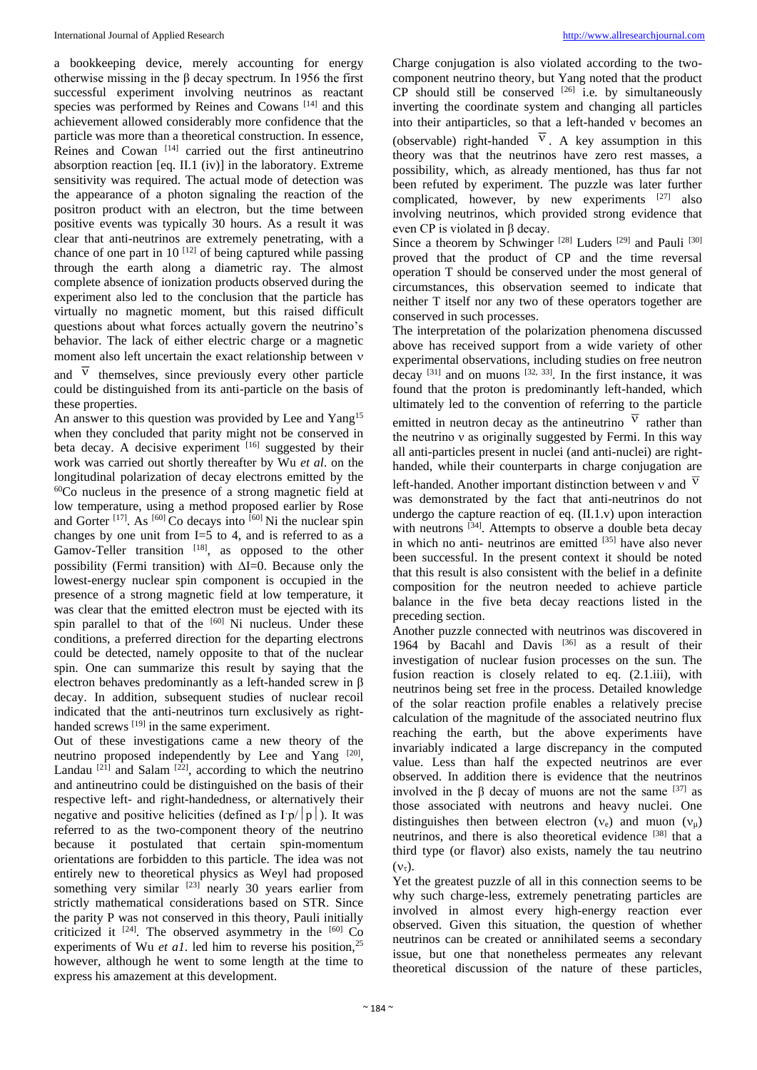a bookkeeping device, merely accounting for energy otherwise missing in the β decay spectrum. In 1956 the first successful experiment involving neutrinos as reactant species was performed by Reines and Cowans [14] and this achievement allowed considerably more confidence that the particle was more than a theoretical construction. In essence, Reines and Cowan [14] carried out the first antineutrino absorption reaction [eq. II.1 (iv)] in the laboratory. Extreme sensitivity was required. The actual mode of detection was the appearance of a photon signaling the reaction of the positron product with an electron, but the time between positive events was typically 30 hours. As a result it was clear that anti-neutrinos are extremely penetrating, with a chance of one part in 10 [12] of being captured while passing through the earth along a diametric ray. The almost complete absence of ionization products observed during the experiment also led to the conclusion that the particle has virtually no magnetic moment, but this raised difficult questions about what forces actually govern the neutrino's behavior. The lack of either electric charge or a magnetic moment also left uncertain the exact relationship between ν and $\bar{\nu}$ themselves, since previously every other particle could be distinguished from its anti-particle on the basis of these properties.

An answer to this question was provided by Lee and Yang[15] when they concluded that parity might not be conserved in beta decay. A decisive experiment [16] suggested by their work was carried out shortly thereafter by Wu *et al*. on the longitudinal polarization of decay electrons emitted by the $^{60}$Co nucleus in the presence of a strong magnetic field at low temperature, using a method proposed earlier by Rose and Gorter [17]. As [60] Co decays into [60] Ni the nuclear spin changes by one unit from I=5 to 4, and is referred to as a Gamov-Teller transition [18], as opposed to the other possibility (Fermi transition) with ΔI=0. Because only the lowest-energy nuclear spin component is occupied in the presence of a strong magnetic field at low temperature, it was clear that the emitted electron must be ejected with its spin parallel to that of the [60] Ni nucleus. Under these conditions, a preferred direction for the departing electrons could be detected, namely opposite to that of the nuclear spin. One can summarize this result by saying that the electron behaves predominantly as a left-handed screw in β decay. In addition, subsequent studies of nuclear recoil indicated that the anti-neutrinos turn exclusively as right-handed screws [19] in the same experiment.

Out of these investigations came a new theory of the neutrino proposed independently by Lee and Yang [20], Landau [21] and Salam [22], according to which the neutrino and antineutrino could be distinguished on the basis of their respective left- and right-handedness, or alternatively their negative and positive helicities (defined as $I \cdot p/|p|$). It was referred to as the two-component theory of the neutrino because it postulated that certain spin-momentum orientations are forbidden to this particle. The idea was not entirely new to theoretical physics as Weyl had proposed something very similar [23] nearly 30 years earlier from strictly mathematical considerations based on STR. Since the parity P was not conserved in this theory, Pauli initially criticized it [24]. The observed asymmetry in the [60] Co experiments of Wu *et a1*. led him to reverse his position,[25] however, although he went to some length at the time to express his amazement at this development.

Charge conjugation is also violated according to the two-component neutrino theory, but Yang noted that the product CP should still be conserved [26] i.e. by simultaneously inverting the coordinate system and changing all particles into their antiparticles, so that a left-handed ν becomes an (observable) right-handed $\bar{\nu}$. A key assumption in this theory was that the neutrinos have zero rest masses, a possibility, which, as already mentioned, has thus far not been refuted by experiment. The puzzle was later further complicated, however, by new experiments [27] also involving neutrinos, which provided strong evidence that even CP is violated in β decay.

Since a theorem by Schwinger [28] Luders [29] and Pauli [30] proved that the product of CP and the time reversal operation T should be conserved under the most general of circumstances, this observation seemed to indicate that neither T itself nor any two of these operators together are conserved in such processes.

The interpretation of the polarization phenomena discussed above has received support from a wide variety of other experimental observations, including studies on free neutron decay [31] and on muons [32, 33]. In the first instance, it was found that the proton is predominantly left-handed, which ultimately led to the convention of referring to the particle emitted in neutron decay as the antineutrino $\bar{\nu}$ rather than the neutrino ν as originally suggested by Fermi. In this way all anti-particles present in nuclei (and anti-nuclei) are right-handed, while their counterparts in charge conjugation are left-handed. Another important distinction between ν and $\bar{\nu}$ was demonstrated by the fact that anti-neutrinos do not undergo the capture reaction of eq. (II.1.v) upon interaction with neutrons [34]. Attempts to observe a double beta decay in which no anti- neutrinos are emitted [35] have also never been successful. In the present context it should be noted that this result is also consistent with the belief in a definite composition for the neutron needed to achieve particle balance in the five beta decay reactions listed in the preceding section.

Another puzzle connected with neutrinos was discovered in 1964 by Bacahl and Davis [36] as a result of their investigation of nuclear fusion processes on the sun. The fusion reaction is closely related to eq. (2.1.iii), with neutrinos being set free in the process. Detailed knowledge of the solar reaction profile enables a relatively precise calculation of the magnitude of the associated neutrino flux reaching the earth, but the above experiments have invariably indicated a large discrepancy in the computed value. Less than half the expected neutrinos are ever observed. In addition there is evidence that the neutrinos involved in the β decay of muons are not the same [37] as those associated with neutrons and heavy nuclei. One distinguishes then between electron ($\nu_e$) and muon ($\nu_\mu$) neutrinos, and there is also theoretical evidence [38] that a third type (or flavor) also exists, namely the tau neutrino ($\nu_\tau$).

Yet the greatest puzzle of all in this connection seems to be why such charge-less, extremely penetrating particles are involved in almost every high-energy reaction ever observed. Given this situation, the question of whether neutrinos can be created or annihilated seems a secondary issue, but one that nonetheless permeates any relevant theoretical discussion of the nature of these particles,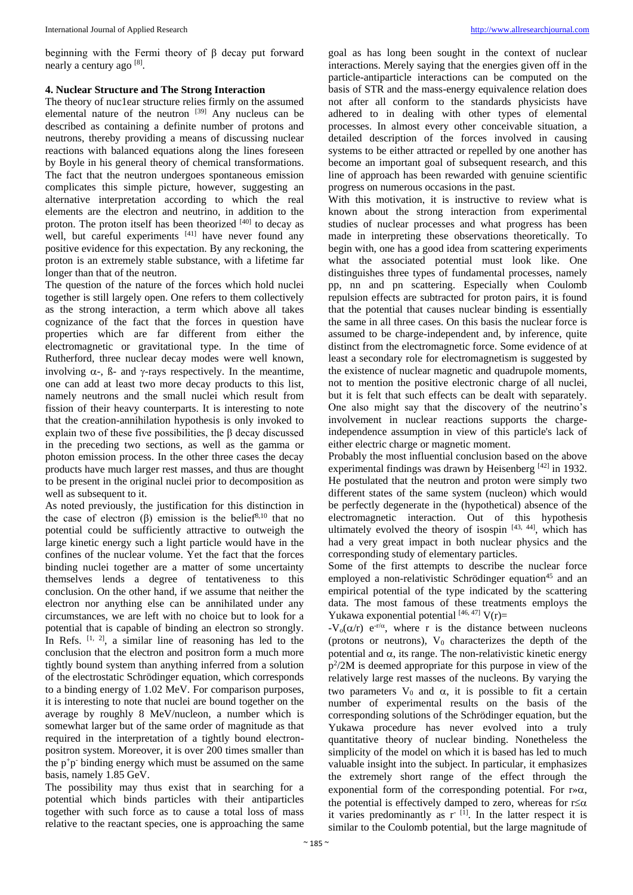beginning with the Fermi theory of β decay put forward nearly a century ago [8].

### 4. Nuclear Structure and The Strong Interaction

The theory of nuc1ear structure relies firmly on the assumed elemental nature of the neutron [39] Any nucleus can be described as containing a definite number of protons and neutrons, thereby providing a means of discussing nuclear reactions with balanced equations along the lines foreseen by Boyle in his general theory of chemical transformations. The fact that the neutron undergoes spontaneous emission complicates this simple picture, however, suggesting an alternative interpretation according to which the real elements are the electron and neutrino, in addition to the proton. The proton itself has been theorized [40] to decay as well, but careful experiments [41] have never found any positive evidence for this expectation. By any reckoning, the proton is an extremely stable substance, with a lifetime far longer than that of the neutron.

The question of the nature of the forces which hold nuclei together is still largely open. One refers to them collectively as the strong interaction, a term which above all takes cognizance of the fact that the forces in question have properties which are far different from either the electromagnetic or gravitational type. In the time of Rutherford, three nuclear decay modes were well known, involving α-, ß- and γ-rays respectively. In the meantime, one can add at least two more decay products to this list, namely neutrons and the small nuclei which result from fission of their heavy counterparts. It is interesting to note that the creation-annihilation hypothesis is only invoked to explain two of these five possibilities, the β decay discussed in the preceding two sections, as well as the gamma or photon emission process. In the other three cases the decay products have much larger rest masses, and thus are thought to be present in the original nuclei prior to decomposition as well as subsequent to it.

As noted previously, the justification for this distinction in the case of electron (β) emission is the belief[8,10] that no potential could be sufficiently attractive to outweigh the large kinetic energy such a light particle would have in the confines of the nuclear volume. Yet the fact that the forces binding nuclei together are a matter of some uncertainty themselves lends a degree of tentativeness to this conclusion. On the other hand, if we assume that neither the electron nor anything else can be annihilated under any circumstances, we are left with no choice but to look for a potential that is capable of binding an electron so strongly. In Refs. [1, 2], a similar line of reasoning has led to the conclusion that the electron and positron form a much more tightly bound system than anything inferred from a solution of the electrostatic Schrödinger equation, which corresponds to a binding energy of 1.02 MeV. For comparison purposes, it is interesting to note that nuclei are bound together on the average by roughly 8 MeV/nucleon, a number which is somewhat larger but of the same order of magnitude as that required in the interpretation of a tightly bound electron-positron system. Moreover, it is over 200 times smaller than the $p^+p^-$ binding energy which must be assumed on the same basis, namely 1.85 GeV.

The possibility may thus exist that in searching for a potential which binds particles with their antiparticles together with such force as to cause a total loss of mass relative to the reactant species, one is approaching the same goal as has long been sought in the context of nuclear interactions. Merely saying that the energies given off in the particle-antiparticle interactions can be computed on the basis of STR and the mass-energy equivalence relation does not after all conform to the standards physicists have adhered to in dealing with other types of elemental processes. In almost every other conceivable situation, a detailed description of the forces involved in causing systems to be either attracted or repelled by one another has become an important goal of subsequent research, and this line of approach has been rewarded with genuine scientific progress on numerous occasions in the past.

With this motivation, it is instructive to review what is known about the strong interaction from experimental studies of nuclear processes and what progress has been made in interpreting these observations theoretically. To begin with, one has a good idea from scattering experiments what the associated potential must look like. One distinguishes three types of fundamental processes, namely pp, nn and pn scattering. Especially when Coulomb repulsion effects are subtracted for proton pairs, it is found that the potential that causes nuclear binding is essentially the same in all three cases. On this basis the nuclear force is assumed to be charge-independent and, by inference, quite distinct from the electromagnetic force. Some evidence of at least a secondary role for electromagnetism is suggested by the existence of nuclear magnetic and quadrupole moments, not to mention the positive electronic charge of all nuclei, but it is felt that such effects can be dealt with separately. One also might say that the discovery of the neutrino's involvement in nuclear reactions supports the charge-independence assumption in view of this particle's lack of either electric charge or magnetic moment.

Probably the most influential conclusion based on the above experimental findings was drawn by Heisenberg [42] in 1932. He postulated that the neutron and proton were simply two different states of the same system (nucleon) which would be perfectly degenerate in the (hypothetical) absence of the electromagnetic interaction. Out of this hypothesis ultimately evolved the theory of isospin [43, 44], which has had a very great impact in both nuclear physics and the corresponding study of elementary particles.

Some of the first attempts to describe the nuclear force employed a non-relativistic Schrödinger equation[45] and an empirical potential of the type indicated by the scattering data. The most famous of these treatments employs the Yukawa exponential potential [46, 47] $V(r) = -V_o(\alpha/r)\ e^{-r/\alpha}$, where r is the distance between nucleons (protons or neutrons), $V_0$ characterizes the depth of the potential and α, its range. The non-relativistic kinetic energy $p^2/2M$ is deemed appropriate for this purpose in view of the relatively large rest masses of the nucleons. By varying the two parameters $V_0$ and α, it is possible to fit a certain number of experimental results on the basis of the corresponding solutions of the Schrödinger equation, but the Yukawa procedure has never evolved into a truly quantitative theory of nuclear binding. Nonetheless the simplicity of the model on which it is based has led to much valuable insight into the subject. In particular, it emphasizes the extremely short range of the effect through the exponential form of the corresponding potential. For $r \gg \alpha$, the potential is effectively damped to zero, whereas for $r \leq \alpha$ it varies predominantly as $r^{-1}$. In the latter respect it is similar to the Coulomb potential, but the large magnitude of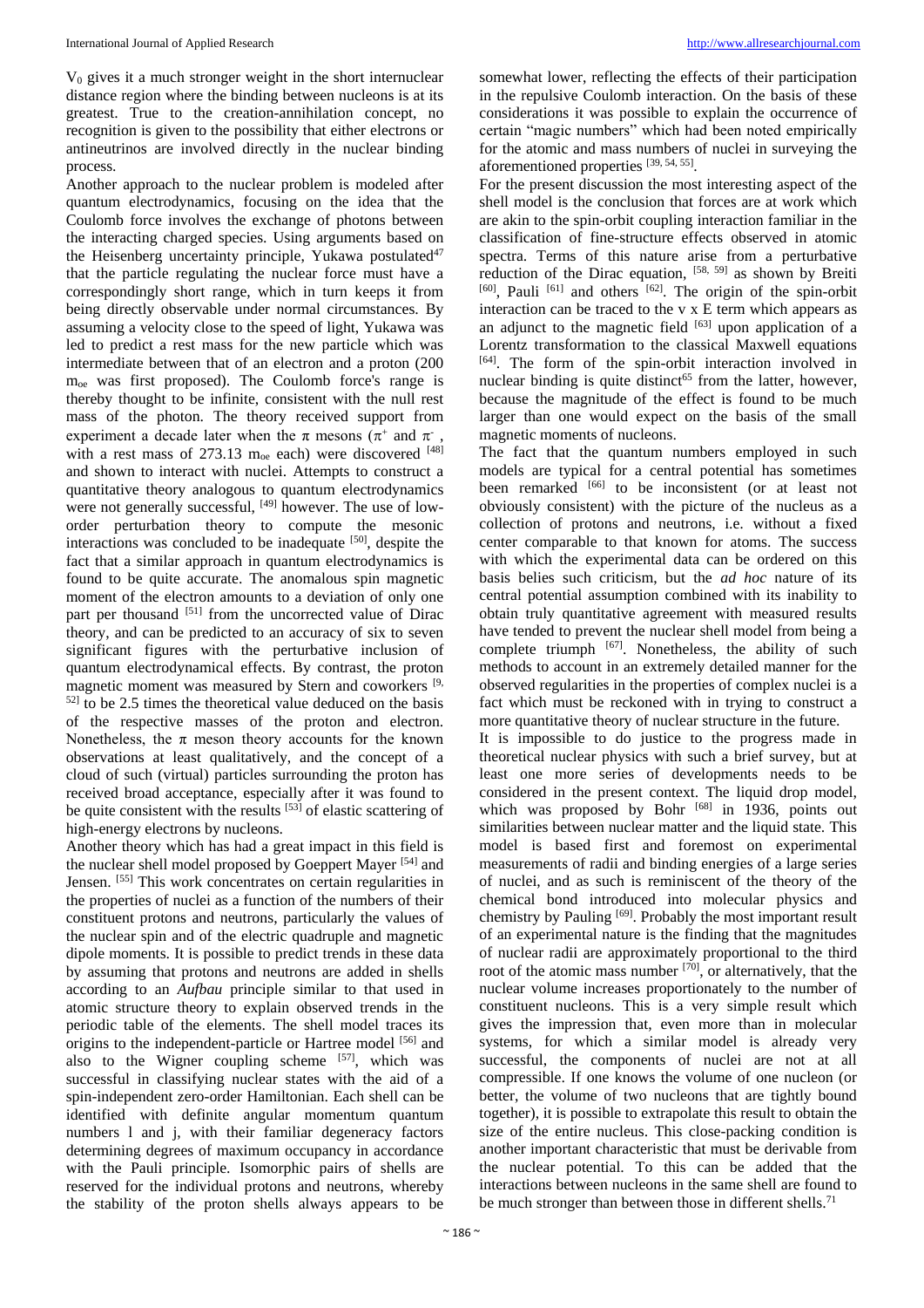$V_0$ gives it a much stronger weight in the short internuclear distance region where the binding between nucleons is at its greatest. True to the creation-annihilation concept, no recognition is given to the possibility that either electrons or antineutrinos are involved directly in the nuclear binding process.

Another approach to the nuclear problem is modeled after quantum electrodynamics, focusing on the idea that the Coulomb force involves the exchange of photons between the interacting charged species. Using arguments based on the Heisenberg uncertainty principle, Yukawa postulated[47] that the particle regulating the nuclear force must have a correspondingly short range, which in turn keeps it from being directly observable under normal circumstances. By assuming a velocity close to the speed of light, Yukawa was led to predict a rest mass for the new particle which was intermediate between that of an electron and a proton (200 $m_{oe}$ was first proposed). The Coulomb force's range is thereby thought to be infinite, consistent with the null rest mass of the photon. The theory received support from experiment a decade later when the π mesons ($\pi^+$ and $\pi^-$, with a rest mass of 273.13 $m_{oe}$ each) were discovered [48] and shown to interact with nuclei. Attempts to construct a quantitative theory analogous to quantum electrodynamics were not generally successful, [49] however. The use of low-order perturbation theory to compute the mesonic interactions was concluded to be inadequate [50], despite the fact that a similar approach in quantum electrodynamics is found to be quite accurate. The anomalous spin magnetic moment of the electron amounts to a deviation of only one part per thousand [51] from the uncorrected value of Dirac theory, and can be predicted to an accuracy of six to seven significant figures with the perturbative inclusion of quantum electrodynamical effects. By contrast, the proton magnetic moment was measured by Stern and coworkers [9, 52] to be 2.5 times the theoretical value deduced on the basis of the respective masses of the proton and electron. Nonetheless, the π meson theory accounts for the known observations at least qualitatively, and the concept of a cloud of such (virtual) particles surrounding the proton has received broad acceptance, especially after it was found to be quite consistent with the results [53] of elastic scattering of high-energy electrons by nucleons.

Another theory which has had a great impact in this field is the nuclear shell model proposed by Goeppert Mayer [54] and Jensen. [55] This work concentrates on certain regularities in the properties of nuclei as a function of the numbers of their constituent protons and neutrons, particularly the values of the nuclear spin and of the electric quadruple and magnetic dipole moments. It is possible to predict trends in these data by assuming that protons and neutrons are added in shells according to an *Aufbau* principle similar to that used in atomic structure theory to explain observed trends in the periodic table of the elements. The shell model traces its origins to the independent-particle or Hartree model [56] and also to the Wigner coupling scheme [57], which was successful in classifying nuclear states with the aid of a spin-independent zero-order Hamiltonian. Each shell can be identified with definite angular momentum quantum numbers l and j, with their familiar degeneracy factors determining degrees of maximum occupancy in accordance with the Pauli principle. Isomorphic pairs of shells are reserved for the individual protons and neutrons, whereby the stability of the proton shells always appears to be somewhat lower, reflecting the effects of their participation in the repulsive Coulomb interaction. On the basis of these considerations it was possible to explain the occurrence of certain "magic numbers" which had been noted empirically for the atomic and mass numbers of nuclei in surveying the aforementioned properties [39, 54, 55].

For the present discussion the most interesting aspect of the shell model is the conclusion that forces are at work which are akin to the spin-orbit coupling interaction familiar in the classification of fine-structure effects observed in atomic spectra. Terms of this nature arise from a perturbative reduction of the Dirac equation, [58, 59] as shown by Breiti [60], Pauli [61] and others [62]. The origin of the spin-orbit interaction can be traced to the v x E term which appears as an adjunct to the magnetic field [63] upon application of a Lorentz transformation to the classical Maxwell equations [64]. The form of the spin-orbit interaction involved in nuclear binding is quite distinct[65] from the latter, however, because the magnitude of the effect is found to be much larger than one would expect on the basis of the small magnetic moments of nucleons.

The fact that the quantum numbers employed in such models are typical for a central potential has sometimes been remarked [66] to be inconsistent (or at least not obviously consistent) with the picture of the nucleus as a collection of protons and neutrons, i.e. without a fixed center comparable to that known for atoms. The success with which the experimental data can be ordered on this basis belies such criticism, but the *ad hoc* nature of its central potential assumption combined with its inability to obtain truly quantitative agreement with measured results have tended to prevent the nuclear shell model from being a complete triumph [67]. Nonetheless, the ability of such methods to account in an extremely detailed manner for the observed regularities in the properties of complex nuclei is a fact which must be reckoned with in trying to construct a more quantitative theory of nuclear structure in the future.

It is impossible to do justice to the progress made in theoretical nuclear physics with such a brief survey, but at least one more series of developments needs to be considered in the present context. The liquid drop model, which was proposed by Bohr [68] in 1936, points out similarities between nuclear matter and the liquid state. This model is based first and foremost on experimental measurements of radii and binding energies of a large series of nuclei, and as such is reminiscent of the theory of the chemical bond introduced into molecular physics and chemistry by Pauling [69]. Probably the most important result of an experimental nature is the finding that the magnitudes of nuclear radii are approximately proportional to the third root of the atomic mass number [70], or alternatively, that the nuclear volume increases proportionately to the number of constituent nucleons. This is a very simple result which gives the impression that, even more than in molecular systems, for which a similar model is already very successful, the components of nuclei are not at all compressible. If one knows the volume of one nucleon (or better, the volume of two nucleons that are tightly bound together), it is possible to extrapolate this result to obtain the size of the entire nucleus. This close-packing condition is another important characteristic that must be derivable from the nuclear potential. To this can be added that the interactions between nucleons in the same shell are found to be much stronger than between those in different shells.[71]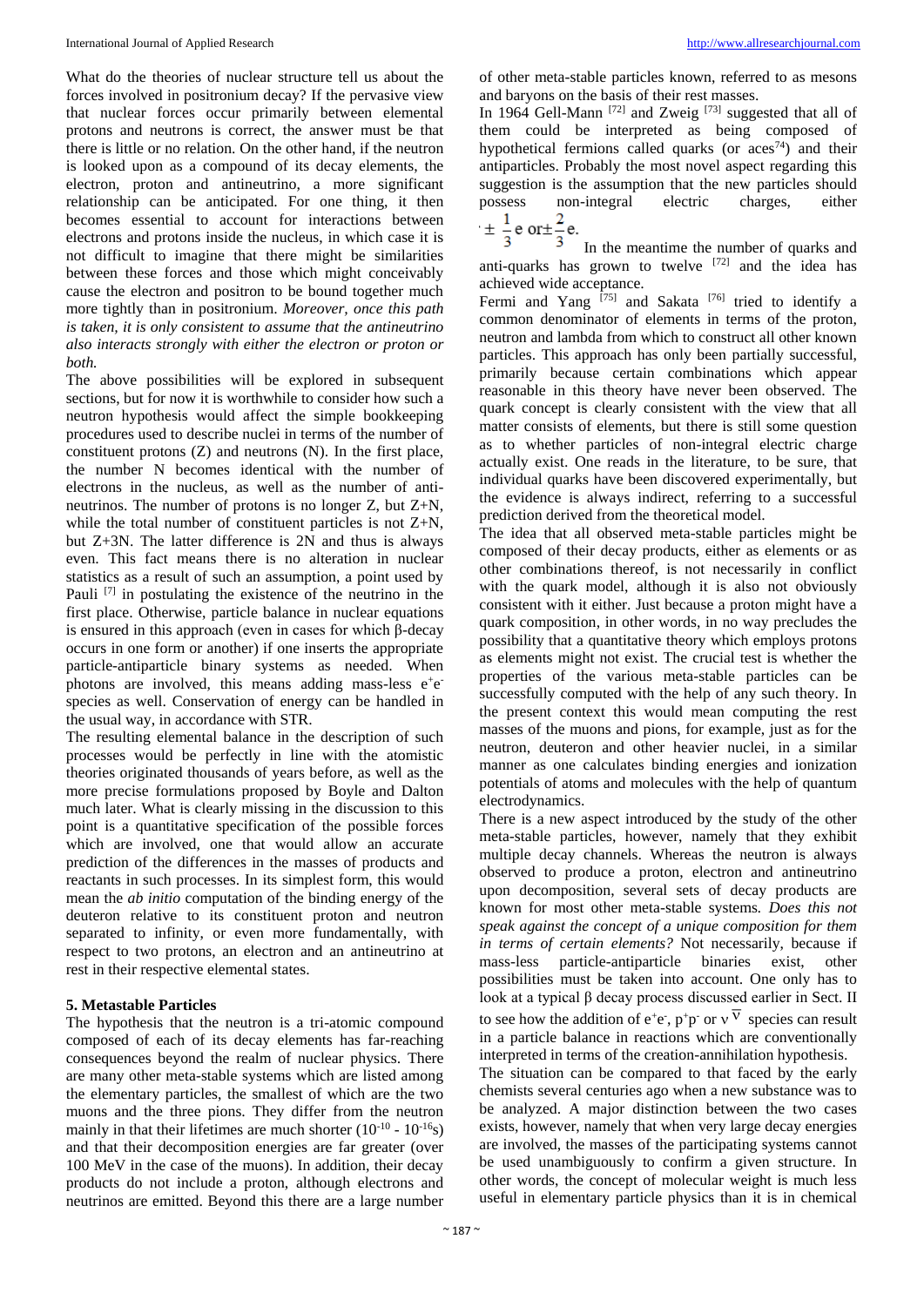What do the theories of nuclear structure tell us about the forces involved in positronium decay? If the pervasive view that nuclear forces occur primarily between elemental protons and neutrons is correct, the answer must be that there is little or no relation. On the other hand, if the neutron is looked upon as a compound of its decay elements, the electron, proton and antineutrino, a more significant relationship can be anticipated. For one thing, it then becomes essential to account for interactions between electrons and protons inside the nucleus, in which case it is not difficult to imagine that there might be similarities between these forces and those which might conceivably cause the electron and positron to be bound together much more tightly than in positronium. *Moreover, once this path is taken, it is only consistent to assume that the antineutrino also interacts strongly with either the electron or proton or both.*

The above possibilities will be explored in subsequent sections, but for now it is worthwhile to consider how such a neutron hypothesis would affect the simple bookkeeping procedures used to describe nuclei in terms of the number of constituent protons (Z) and neutrons (N). In the first place, the number N becomes identical with the number of electrons in the nucleus, as well as the number of anti-neutrinos. The number of protons is no longer Z, but Z+N, while the total number of constituent particles is not Z+N, but Z+3N. The latter difference is 2N and thus is always even. This fact means there is no alteration in nuclear statistics as a result of such an assumption, a point used by Pauli [7] in postulating the existence of the neutrino in the first place. Otherwise, particle balance in nuclear equations is ensured in this approach (even in cases for which β-decay occurs in one form or another) if one inserts the appropriate particle-antiparticle binary systems as needed. When photons are involved, this means adding mass-less $e^+e^-$ species as well. Conservation of energy can be handled in the usual way, in accordance with STR.

The resulting elemental balance in the description of such processes would be perfectly in line with the atomistic theories originated thousands of years before, as well as the more precise formulations proposed by Boyle and Dalton much later. What is clearly missing in the discussion to this point is a quantitative specification of the possible forces which are involved, one that would allow an accurate prediction of the differences in the masses of products and reactants in such processes. In its simplest form, this would mean the *ab initio* computation of the binding energy of the deuteron relative to its constituent proton and neutron separated to infinity, or even more fundamentally, with respect to two protons, an electron and an antineutrino at rest in their respective elemental states.

## 5. Metastable Particles

The hypothesis that the neutron is a tri-atomic compound composed of each of its decay elements has far-reaching consequences beyond the realm of nuclear physics. There are many other meta-stable systems which are listed among the elementary particles, the smallest of which are the two muons and the three pions. They differ from the neutron mainly in that their lifetimes are much shorter ($10^{-10}$ - $10^{-16}$s) and that their decomposition energies are far greater (over 100 MeV in the case of the muons). In addition, their decay products do not include a proton, although electrons and neutrinos are emitted. Beyond this there are a large number of other meta-stable particles known, referred to as mesons and baryons on the basis of their rest masses.

In 1964 Gell-Mann [72] and Zweig [73] suggested that all of them could be interpreted as being composed of hypothetical fermions called quarks (or aces[74]) and their antiparticles. Probably the most novel aspect regarding this suggestion is the assumption that the new particles should possess non-integral electric charges, either $\pm \frac{1}{3}e$ or $\pm \frac{2}{3}e$. In the meantime the number of quarks and anti-quarks has grown to twelve [72] and the idea has achieved wide acceptance.

Fermi and Yang [75] and Sakata [76] tried to identify a common denominator of elements in terms of the proton, neutron and lambda from which to construct all other known particles. This approach has only been partially successful, primarily because certain combinations which appear reasonable in this theory have never been observed. The quark concept is clearly consistent with the view that all matter consists of elements, but there is still some question as to whether particles of non-integral electric charge actually exist. One reads in the literature, to be sure, that individual quarks have been discovered experimentally, but the evidence is always indirect, referring to a successful prediction derived from the theoretical model.

The idea that all observed meta-stable particles might be composed of their decay products, either as elements or as other combinations thereof, is not necessarily in conflict with the quark model, although it is also not obviously consistent with it either. Just because a proton might have a quark composition, in other words, in no way precludes the possibility that a quantitative theory which employs protons as elements might not exist. The crucial test is whether the properties of the various meta-stable particles can be successfully computed with the help of any such theory. In the present context this would mean computing the rest masses of the muons and pions, for example, just as for the neutron, deuteron and other heavier nuclei, in a similar manner as one calculates binding energies and ionization potentials of atoms and molecules with the help of quantum electrodynamics.

There is a new aspect introduced by the study of the other meta-stable particles, however, namely that they exhibit multiple decay channels. Whereas the neutron is always observed to produce a proton, electron and antineutrino upon decomposition, several sets of decay products are known for most other meta-stable systems. *Does this not speak against the concept of a unique composition for them in terms of certain elements?* Not necessarily, because if mass-less particle-antiparticle binaries exist, other possibilities must be taken into account. One only has to look at a typical β decay process discussed earlier in Sect. II to see how the addition of $e^+e^-$, $p^+p^-$ or $\nu\bar{\nu}$ species can result in a particle balance in reactions which are conventionally interpreted in terms of the creation-annihilation hypothesis.

The situation can be compared to that faced by the early chemists several centuries ago when a new substance was to be analyzed. A major distinction between the two cases exists, however, namely that when very large decay energies are involved, the masses of the participating systems cannot be used unambiguously to confirm a given structure. In other words, the concept of molecular weight is much less useful in elementary particle physics than it is in chemical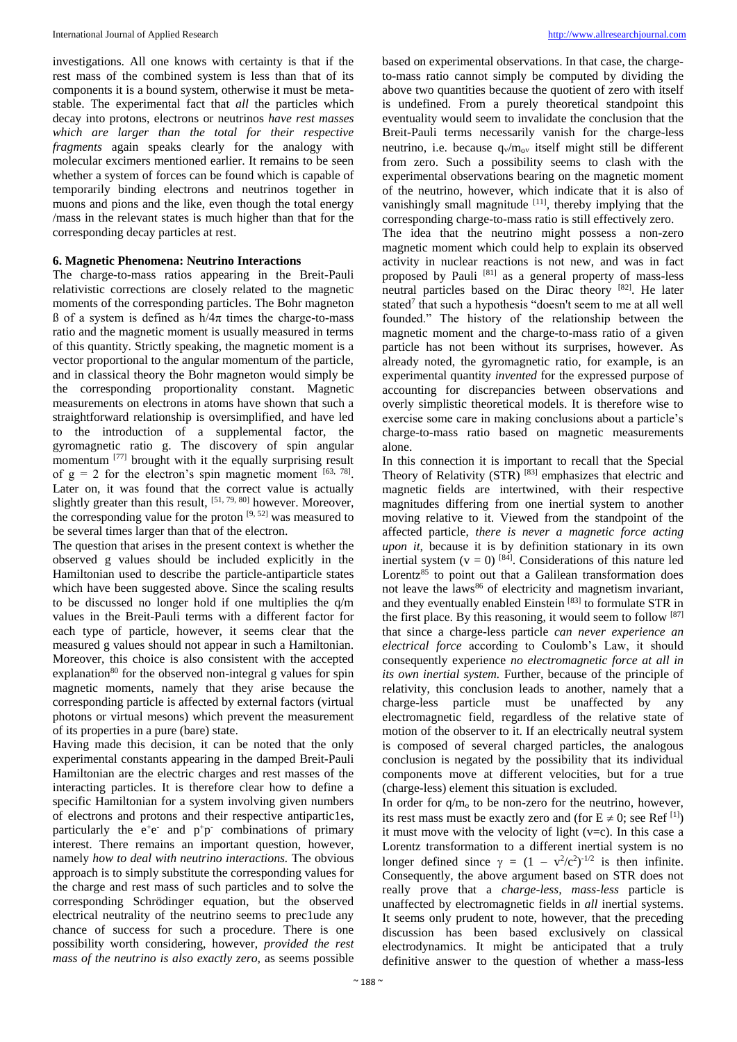investigations. All one knows with certainty is that if the rest mass of the combined system is less than that of its components it is a bound system, otherwise it must be metastable. The experimental fact that *all* the particles which decay into protons, electrons or neutrinos *have rest masses which are larger than the total for their respective fragments* again speaks clearly for the analogy with molecular excimers mentioned earlier. It remains to be seen whether a system of forces can be found which is capable of temporarily binding electrons and neutrinos together in muons and pions and the like, even though the total energy /mass in the relevant states is much higher than that for the corresponding decay particles at rest.

### 6. Magnetic Phenomena: Neutrino Interactions

The charge-to-mass ratios appearing in the Breit-Pauli relativistic corrections are closely related to the magnetic moments of the corresponding particles. The Bohr magneton ß of a system is defined as $h/4\pi$ times the charge-to-mass ratio and the magnetic moment is usually measured in terms of this quantity. Strictly speaking, the magnetic moment is a vector proportional to the angular momentum of the particle, and in classical theory the Bohr magneton would simply be the corresponding proportionality constant. Magnetic measurements on electrons in atoms have shown that such a straightforward relationship is oversimplified, and have led to the introduction of a supplemental factor, the gyromagnetic ratio g. The discovery of spin angular momentum [77] brought with it the equally surprising result of $g = 2$ for the electron's spin magnetic moment [63, 78]. Later on, it was found that the correct value is actually slightly greater than this result, [51, 79, 80] however. Moreover, the corresponding value for the proton [9, 52] was measured to be several times larger than that of the electron.

The question that arises in the present context is whether the observed g values should be included explicitly in the Hamiltonian used to describe the particle-antiparticle states which have been suggested above. Since the scaling results to be discussed no longer hold if one multiplies the q/m values in the Breit-Pauli terms with a different factor for each type of particle, however, it seems clear that the measured g values should not appear in such a Hamiltonian. Moreover, this choice is also consistent with the accepted explanation[80] for the observed non-integral g values for spin magnetic moments, namely that they arise because the corresponding particle is affected by external factors (virtual photons or virtual mesons) which prevent the measurement of its properties in a pure (bare) state.

Having made this decision, it can be noted that the only experimental constants appearing in the damped Breit-Pauli Hamiltonian are the electric charges and rest masses of the interacting particles. It is therefore clear how to define a specific Hamiltonian for a system involving given numbers of electrons and protons and their respective antiparticles, particularly the $e^+e^-$ and $p^+p^-$ combinations of primary interest. There remains an important question, however, namely *how to deal with neutrino interactions.* The obvious approach is to simply substitute the corresponding values for the charge and rest mass of such particles and to solve the corresponding Schrödinger equation, but the observed electrical neutrality of the neutrino seems to preclude any chance of success for such a procedure. There is one possibility worth considering, however, *provided the rest mass of the neutrino is also exactly zero,* as seems possible based on experimental observations. In that case, the charge-to-mass ratio cannot simply be computed by dividing the above two quantities because the quotient of zero with itself is undefined. From a purely theoretical standpoint this eventuality would seem to invalidate the conclusion that the Breit-Pauli terms necessarily vanish for the charge-less neutrino, i.e. because $q_\nu/m_{o\nu}$ itself might still be different from zero. Such a possibility seems to clash with the experimental observations bearing on the magnetic moment of the neutrino, however, which indicate that it is also of vanishingly small magnitude [11], thereby implying that the corresponding charge-to-mass ratio is still effectively zero.

The idea that the neutrino might possess a non-zero magnetic moment which could help to explain its observed activity in nuclear reactions is not new, and was in fact proposed by Pauli [81] as a general property of mass-less neutral particles based on the Dirac theory [82]. He later stated[7] that such a hypothesis "doesn't seem to me at all well founded." The history of the relationship between the magnetic moment and the charge-to-mass ratio of a given particle has not been without its surprises, however. As already noted, the gyromagnetic ratio, for example, is an experimental quantity *invented* for the expressed purpose of accounting for discrepancies between observations and overly simplistic theoretical models. It is therefore wise to exercise some care in making conclusions about a particle's charge-to-mass ratio based on magnetic measurements alone.

In this connection it is important to recall that the Special Theory of Relativity (STR) [83] emphasizes that electric and magnetic fields are intertwined, with their respective magnitudes differing from one inertial system to another moving relative to it. Viewed from the standpoint of the affected particle, *there is never a magnetic force acting upon it,* because it is by definition stationary in its own inertial system ($v = 0$) [84]. Considerations of this nature led Lorentz[85] to point out that a Galilean transformation does not leave the laws[86] of electricity and magnetism invariant, and they eventually enabled Einstein [83] to formulate STR in the first place. By this reasoning, it would seem to follow [87] that since a charge-less particle *can never experience an electrical force* according to Coulomb's Law, it should consequently experience *no electromagnetic force at all in its own inertial system.* Further, because of the principle of relativity, this conclusion leads to another, namely that a charge-less particle must be unaffected by any electromagnetic field, regardless of the relative state of motion of the observer to it. If an electrically neutral system is composed of several charged particles, the analogous conclusion is negated by the possibility that its individual components move at different velocities, but for a true (charge-less) element this situation is excluded.

In order for $q/m_o$ to be non-zero for the neutrino, however, its rest mass must be exactly zero and (for $E \neq 0$; see Ref [1]) it must move with the velocity of light ($v=c$). In this case a Lorentz transformation to a different inertial system is no longer defined since $\gamma = (1 - v^2/c^2)^{-1/2}$ is then infinite. Consequently, the above argument based on STR does not really prove that a *charge-less, mass-less* particle is unaffected by electromagnetic fields in *all* inertial systems. It seems only prudent to note, however, that the preceding discussion has been based exclusively on classical electrodynamics. It might be anticipated that a truly definitive answer to the question of whether a mass-less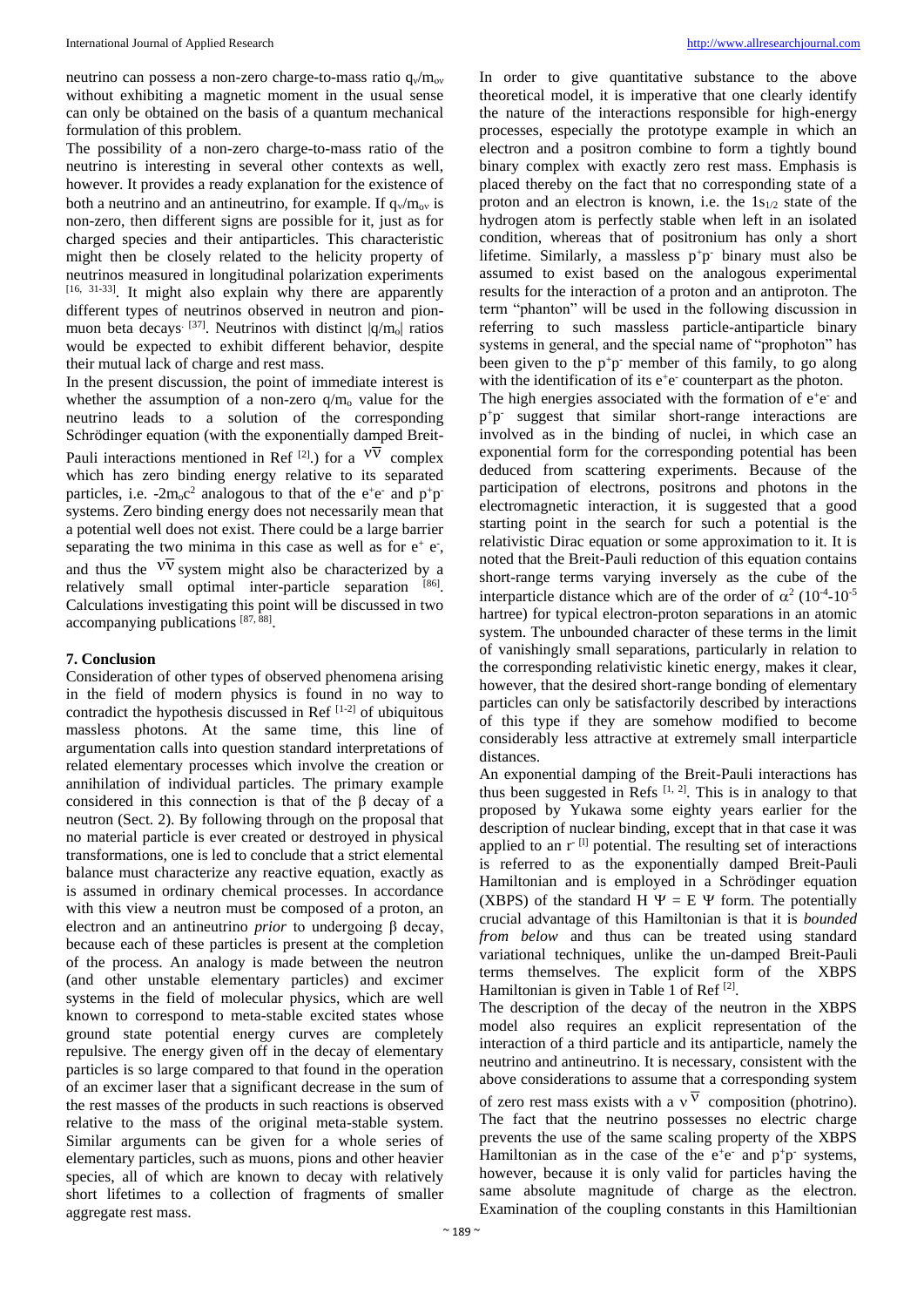neutrino can possess a non-zero charge-to-mass ratio $q_\nu/m_{o\nu}$ without exhibiting a magnetic moment in the usual sense can only be obtained on the basis of a quantum mechanical formulation of this problem.

The possibility of a non-zero charge-to-mass ratio of the neutrino is interesting in several other contexts as well, however. It provides a ready explanation for the existence of both a neutrino and an antineutrino, for example. If $q_\nu/m_{o\nu}$ is non-zero, then different signs are possible for it, just as for charged species and their antiparticles. This characteristic might then be closely related to the helicity property of neutrinos measured in longitudinal polarization experiments [16, 31-33]. It might also explain why there are apparently different types of neutrinos observed in neutron and pion-muon beta decays [37]. Neutrinos with distinct $|q/m_o|$ ratios would be expected to exhibit different behavior, despite their mutual lack of charge and rest mass.

In the present discussion, the point of immediate interest is whether the assumption of a non-zero $q/m_o$ value for the neutrino leads to a solution of the corresponding Schrödinger equation (with the exponentially damped Breit-Pauli interactions mentioned in Ref [2].) for a $\nu\overline{\nu}$ complex which has zero binding energy relative to its separated particles, i.e. $-2m_oc^2$ analogous to that of the $e^+e^-$ and $p^+p^-$ systems. Zero binding energy does not necessarily mean that a potential well does not exist. There could be a large barrier separating the two minima in this case as well as for $e^+$ $e^-$, and thus the $\nu\overline{\nu}$ system might also be characterized by a relatively small optimal inter-particle separation [86]. Calculations investigating this point will be discussed in two accompanying publications [87, 88].

## 7. Conclusion

Consideration of other types of observed phenomena arising in the field of modern physics is found in no way to contradict the hypothesis discussed in Ref [1-2] of ubiquitous massless photons. At the same time, this line of argumentation calls into question standard interpretations of related elementary processes which involve the creation or annihilation of individual particles. The primary example considered in this connection is that of the β decay of a neutron (Sect. 2). By following through on the proposal that no material particle is ever created or destroyed in physical transformations, one is led to conclude that a strict elemental balance must characterize any reactive equation, exactly as is assumed in ordinary chemical processes. In accordance with this view a neutron must be composed of a proton, an electron and an antineutrino *prior* to undergoing β decay, because each of these particles is present at the completion of the process. An analogy is made between the neutron (and other unstable elementary particles) and excimer systems in the field of molecular physics, which are well known to correspond to meta-stable excited states whose ground state potential energy curves are completely repulsive. The energy given off in the decay of elementary particles is so large compared to that found in the operation of an excimer laser that a significant decrease in the sum of the rest masses of the products in such reactions is observed relative to the mass of the original meta-stable system. Similar arguments can be given for a whole series of elementary particles, such as muons, pions and other heavier species, all of which are known to decay with relatively short lifetimes to a collection of fragments of smaller aggregate rest mass.

In order to give quantitative substance to the above theoretical model, it is imperative that one clearly identify the nature of the interactions responsible for high-energy processes, especially the prototype example in which an electron and a positron combine to form a tightly bound binary complex with exactly zero rest mass. Emphasis is placed thereby on the fact that no corresponding state of a proton and an electron is known, i.e. the $1s_{1/2}$ state of the hydrogen atom is perfectly stable when left in an isolated condition, whereas that of positronium has only a short lifetime. Similarly, a massless $p^+p^-$ binary must also be assumed to exist based on the analogous experimental results for the interaction of a proton and an antiproton. The term "phanton" will be used in the following discussion in referring to such massless particle-antiparticle binary systems in general, and the special name of "prophoton" has been given to the $p^+p^-$ member of this family, to go along with the identification of its $e^+e^-$ counterpart as the photon.

The high energies associated with the formation of $e^+e^-$ and $p^+p^-$ suggest that similar short-range interactions are involved as in the binding of nuclei, in which case an exponential form for the corresponding potential has been deduced from scattering experiments. Because of the participation of electrons, positrons and photons in the electromagnetic interaction, it is suggested that a good starting point in the search for such a potential is the relativistic Dirac equation or some approximation to it. It is noted that the Breit-Pauli reduction of this equation contains short-range terms varying inversely as the cube of the interparticle distance which are of the order of $\alpha^2$ ($10^{-4}$-$10^{-5}$ hartree) for typical electron-proton separations in an atomic system. The unbounded character of these terms in the limit of vanishingly small separations, particularly in relation to the corresponding relativistic kinetic energy, makes it clear, however, that the desired short-range bonding of elementary particles can only be satisfactorily described by interactions of this type if they are somehow modified to become considerably less attractive at extremely small interparticle distances.

An exponential damping of the Breit-Pauli interactions has thus been suggested in Refs [1, 2]. This is in analogy to that proposed by Yukawa some eighty years earlier for the description of nuclear binding, except that in that case it was applied to an $r^{-[l]}$ potential. The resulting set of interactions is referred to as the exponentially damped Breit-Pauli Hamiltonian and is employed in a Schrödinger equation (XBPS) of the standard $H\ \Psi = E\ \Psi$ form. The potentially crucial advantage of this Hamiltonian is that it is *bounded from below* and thus can be treated using standard variational techniques, unlike the un-damped Breit-Pauli terms themselves. The explicit form of the XBPS Hamiltonian is given in Table 1 of Ref [2].

The description of the decay of the neutron in the XBPS model also requires an explicit representation of the interaction of a third particle and its antiparticle, namely the neutrino and antineutrino. It is necessary, consistent with the above considerations to assume that a corresponding system of zero rest mass exists with a $\nu\overline{\nu}$ composition (photrino). The fact that the neutrino possesses no electric charge prevents the use of the same scaling property of the XBPS Hamiltonian as in the case of the $e^+e^-$ and $p^+p^-$ systems, however, because it is only valid for particles having the same absolute magnitude of charge as the electron. Examination of the coupling constants in this Hamiltonian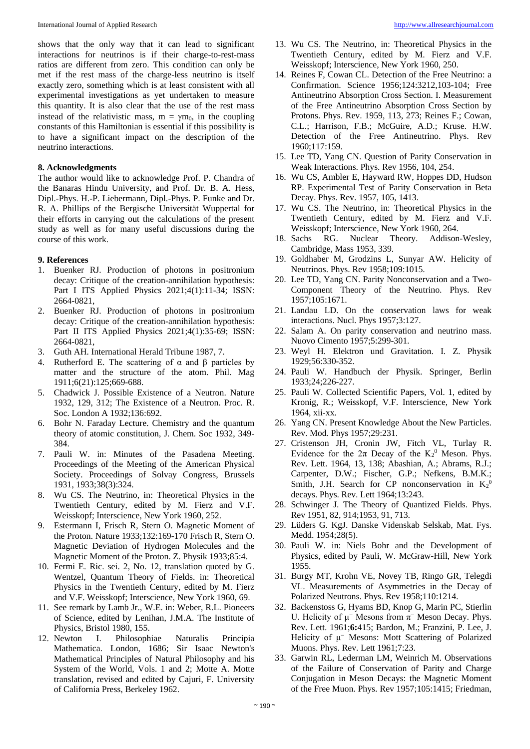shows that the only way that it can lead to significant interactions for neutrinos is if their charge-to-rest-mass ratios are different from zero. This condition can only be met if the rest mass of the charge-less neutrino is itself exactly zero, something which is at least consistent with all experimental investigations as yet undertaken to measure this quantity. It is also clear that the use of the rest mass instead of the relativistic mass, $m = \gamma m_0$, in the coupling constants of this Hamiltonian is essential if this possibility is to have a significant impact on the description of the neutrino interactions.

## 8. Acknowledgments

The author would like to acknowledge Prof. P. Chandra of the Banaras Hindu University, and Prof. Dr. B. A. Hess, Dipl.-Phys. H.-P. Liebermann, Dipl.-Phys. P. Funke and Dr. R. A. Phillips of the Bergische Universität Wuppertal for their efforts in carrying out the calculations of the present study as well as for many useful discussions during the course of this work.

## 9. References

1. Buenker RJ. Production of photons in positronium decay: Critique of the creation-annihilation hypothesis: Part I ITS Applied Physics 2021;4(1):11-34; ISSN: 2664-0821,
2. Buenker RJ. Production of photons in positronium decay: Critique of the creation-annihilation hypothesis: Part II ITS Applied Physics 2021;4(1):35-69; ISSN: 2664-0821,
3. Guth AH. International Herald Tribune 1987, 7.
4. Rutherford E. The scattering of α and β particles by matter and the structure of the atom. Phil. Mag 1911;6(21):125;669-688.
5. Chadwick J. Possible Existence of a Neutron. Nature 1932, 129, 312; The Existence of a Neutron. Proc. R. Soc. London A 1932;136:692.
6. Bohr N. Faraday Lecture. Chemistry and the quantum theory of atomic constitution, J. Chem. Soc 1932, 349-384.
7. Pauli W. in: Minutes of the Pasadena Meeting. Proceedings of the Meeting of the American Physical Society. Proceedings of Solvay Congress, Brussels 1931, 1933;38(3):324.
8. Wu CS. The Neutrino, in: Theoretical Physics in the Twentieth Century, edited by M. Fierz and V.F. Weisskopf; Interscience, New York 1960, 252.
9. Estermann I, Frisch R, Stern O. Magnetic Moment of the Proton. Nature 1933;132:169-170 Frisch R, Stern O. Magnetic Deviation of Hydrogen Molecules and the Magnetic Moment of the Proton. Z. Physik 1933;85:4.
10. Fermi E. Ric. sei. 2, No. 12, translation quoted by G. Wentzel, Quantum Theory of Fields. in: Theoretical Physics in the Twentieth Century, edited by M. Fierz and V.F. Weisskopf; Interscience, New York 1960, 69.
11. See remark by Lamb Jr., W.E. in: Weber, R.L. Pioneers of Science, edited by Lenihan, J.M.A. The Institute of Physics, Bristol 1980, 155.
12. Newton I. Philosophiae Naturalis Principia Mathematica. London, 1686; Sir Isaac Newton's Mathematical Principles of Natural Philosophy and his System of the World, Vols. 1 and 2; Motte A. Motte translation, revised and edited by Cajuri, F. University of California Press, Berkeley 1962.
13. Wu CS. The Neutrino, in: Theoretical Physics in the Twentieth Century, edited by M. Fierz and V.F. Weisskopf; Interscience, New York 1960, 250.
14. Reines F, Cowan CL. Detection of the Free Neutrino: a Confirmation. Science 1956;124:3212,103-104; Free Antineutrino Absorption Cross Section. I. Measurement of the Free Antineutrino Absorption Cross Section by Protons. Phys. Rev. 1959, 113, 273; Reines F.; Cowan, C.L.; Harrison, F.B.; McGuire, A.D.; Kruse. H.W. Detection of the Free Antineutrino. Phys. Rev 1960;117:159.
15. Lee TD, Yang CN. Question of Parity Conservation in Weak Interactions. Phys. Rev 1956, 104, 254.
16. Wu CS, Ambler E, Hayward RW, Hoppes DD, Hudson RP. Experimental Test of Parity Conservation in Beta Decay. Phys. Rev. 1957, 105, 1413.
17. Wu CS. The Neutrino, in: Theoretical Physics in the Twentieth Century, edited by M. Fierz and V.F. Weisskopf; Interscience, New York 1960, 264.
18. Sachs RG. Nuclear Theory. Addison-Wesley, Cambridge, Mass 1953, 339.
19. Goldhaber M, Grodzins L, Sunyar AW. Helicity of Neutrinos. Phys. Rev 1958;109:1015.
20. Lee TD, Yang CN. Parity Nonconservation and a Two-Component Theory of the Neutrino. Phys. Rev 1957;105:1671.
21. Landau LD. On the conservation laws for weak interactions. Nucl. Phys 1957;3:127.
22. Salam A. On parity conservation and neutrino mass. Nuovo Cimento 1957;5:299-301.
23. Weyl H. Elektron und Gravitation. I. Z. Physik 1929;56:330-352.
24. Pauli W. Handbuch der Physik. Springer, Berlin 1933;24;226-227.
25. Pauli W. Collected Scientific Papers, Vol. 1, edited by Kronig, R.; Weisskopf, V.F. Interscience, New York 1964, xii-xx.
26. Yang CN. Present Knowledge About the New Particles. Rev. Mod. Phys 1957;29:231.
27. Cristenson JH, Cronin JW, Fitch VL, Turlay R. Evidence for the $2\pi$ Decay of the $K_2^0$ Meson. Phys. Rev. Lett. 1964, 13, 138; Abashian, A.; Abrams, R.J.; Carpenter, D.W.; Fischer, G.P.; Nefkens, B.M.K.; Smith, J.H. Search for CP nonconservation in $K_2^0$ decays. Phys. Rev. Lett 1964;13:243.
28. Schwinger J. The Theory of Quantized Fields. Phys. Rev 1951, 82, 914;1953, 91, 713.
29. Lüders G. KgJ. Danske Videnskab Selskab, Mat. Fys. Medd. 1954;28(5).
30. Pauli W. in: Niels Bohr and the Development of Physics, edited by Pauli, W. McGraw-Hill, New York 1955.
31. Burgy MT, Krohn VE, Novey TB, Ringo GR, Telegdi VL. Measurements of Asymmetries in the Decay of Polarized Neutrons. Phys. Rev 1958;110:1214.
32. Backenstoss G, Hyams BD, Knop G, Marin PC, Stierlin U. Helicity of $\mu^-$ Mesons from $\pi^-$ Meson Decay. Phys. Rev. Lett. 1961;**6:**415; Bardon, M.; Franzini, P. Lee, J. Helicity of $\mu^-$ Mesons: Mott Scattering of Polarized Muons. Phys. Rev. Lett 1961;7:23.
33. Garwin RL, Lederman LM, Weinrich M. Observations of the Failure of Conservation of Parity and Charge Conjugation in Meson Decays: the Magnetic Moment of the Free Muon. Phys. Rev 1957;105:1415; Friedman,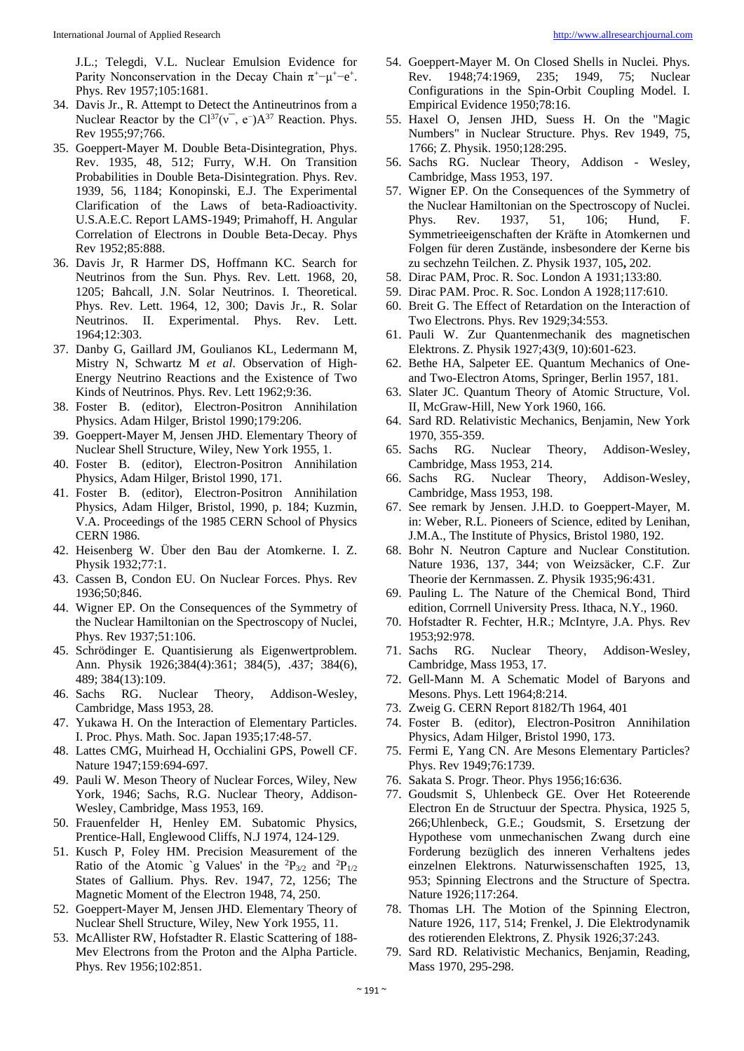J.L.; Telegdi, V.L. Nuclear Emulsion Evidence for Parity Nonconservation in the Decay Chain $\pi^+ - \mu^+ - e^+$. Phys. Rev 1957;105:1681.

34. Davis Jr., R. Attempt to Detect the Antineutrinos from a Nuclear Reactor by the $Cl^{37}(\bar{v}, e^-)A^{37}$ Reaction. Phys. Rev 1955;97;766.
35. Goeppert-Mayer M. Double Beta-Disintegration, Phys. Rev. 1935, 48, 512; Furry, W.H. On Transition Probabilities in Double Beta-Disintegration. Phys. Rev. 1939, 56, 1184; Konopinski, E.J. The Experimental Clarification of the Laws of beta-Radioactivity. U.S.A.E.C. Report LAMS-1949; Primahoff, H. Angular Correlation of Electrons in Double Beta-Decay. Phys Rev 1952;85:888.
36. Davis Jr, R Harmer DS, Hoffmann KC. Search for Neutrinos from the Sun. Phys. Rev. Lett. 1968, 20, 1205; Bahcall, J.N. Solar Neutrinos. I. Theoretical. Phys. Rev. Lett. 1964, 12, 300; Davis Jr., R. Solar Neutrinos. II. Experimental. Phys. Rev. Lett. 1964;12:303.
37. Danby G, Gaillard JM, Goulianos KL, Ledermann M, Mistry N, Schwartz M *et al*. Observation of High-Energy Neutrino Reactions and the Existence of Two Kinds of Neutrinos. Phys. Rev. Lett 1962;9:36.
38. Foster B. (editor), Electron-Positron Annihilation Physics. Adam Hilger, Bristol 1990;179:206.
39. Goeppert-Mayer M, Jensen JHD. Elementary Theory of Nuclear Shell Structure, Wiley, New York 1955, 1.
40. Foster B. (editor), Electron-Positron Annihilation Physics, Adam Hilger, Bristol 1990, 171.
41. Foster B. (editor), Electron-Positron Annihilation Physics, Adam Hilger, Bristol, 1990, p. 184; Kuzmin, V.A. Proceedings of the 1985 CERN School of Physics CERN 1986.
42. Heisenberg W. Über den Bau der Atomkerne. I. Z. Physik 1932;77:1.
43. Cassen B, Condon EU. On Nuclear Forces. Phys. Rev 1936;50;846.
44. Wigner EP. On the Consequences of the Symmetry of the Nuclear Hamiltonian on the Spectroscopy of Nuclei, Phys. Rev 1937;51:106.
45. Schrödinger E. Quantisierung als Eigenwertproblem. Ann. Physik 1926;384(4):361; 384(5), .437; 384(6), 489; 384(13):109.
46. Sachs RG. Nuclear Theory, Addison-Wesley, Cambridge, Mass 1953, 28.
47. Yukawa H. On the Interaction of Elementary Particles. I. Proc. Phys. Math. Soc. Japan 1935;17:48-57.
48. Lattes CMG, Muirhead H, Occhialini GPS, Powell CF. Nature 1947;159:694-697.
49. Pauli W. Meson Theory of Nuclear Forces, Wiley, New York, 1946; Sachs, R.G. Nuclear Theory, Addison-Wesley, Cambridge, Mass 1953, 169.
50. Frauenfelder H, Henley EM. Subatomic Physics, Prentice-Hall, Englewood Cliffs, N.J 1974, 124-129.
51. Kusch P, Foley HM. Precision Measurement of the Ratio of the Atomic `g Values' in the $^2P_{3/2}$ and $^2P_{1/2}$ States of Gallium. Phys. Rev. 1947, 72, 1256; The Magnetic Moment of the Electron 1948, 74, 250.
52. Goeppert-Mayer M, Jensen JHD. Elementary Theory of Nuclear Shell Structure, Wiley, New York 1955, 11.
53. McAllister RW, Hofstadter R. Elastic Scattering of 188-Mev Electrons from the Proton and the Alpha Particle. Phys. Rev 1956;102:851.
54. Goeppert-Mayer M. On Closed Shells in Nuclei. Phys. Rev. 1948;74:1969, 235; 1949, 75; Nuclear Configurations in the Spin-Orbit Coupling Model. I. Empirical Evidence 1950;78:16.
55. Haxel O, Jensen JHD, Suess H. On the "Magic Numbers" in Nuclear Structure. Phys. Rev 1949, 75, 1766; Z. Physik. 1950;128:295.
56. Sachs RG. Nuclear Theory, Addison - Wesley, Cambridge, Mass 1953, 197.
57. Wigner EP. On the Consequences of the Symmetry of the Nuclear Hamiltonian on the Spectroscopy of Nuclei. Phys. Rev. 1937, 51, 106; Hund, F. Symmetrieeigenschaften der Kräfte in Atomkernen und Folgen für deren Zustände, insbesondere der Kerne bis zu sechzehn Teilchen. Z. Physik 1937, 105**,** 202.
58. Dirac PAM, Proc. R. Soc. London A 1931;133:80.
59. Dirac PAM. Proc. R. Soc. London A 1928;117:610.
60. Breit G. The Effect of Retardation on the Interaction of Two Electrons. Phys. Rev 1929;34:553.
61. Pauli W. Zur Quantenmechanik des magnetischen Elektrons. Z. Physik 1927;43(9, 10):601-623.
62. Bethe HA, Salpeter EE. Quantum Mechanics of One-and Two-Electron Atoms, Springer, Berlin 1957, 181.
63. Slater JC. Quantum Theory of Atomic Structure, Vol. II, McGraw-Hill, New York 1960, 166.
64. Sard RD. Relativistic Mechanics, Benjamin, New York 1970, 355-359.
65. Sachs RG. Nuclear Theory, Addison-Wesley, Cambridge, Mass 1953, 214.
66. Sachs RG. Nuclear Theory, Addison-Wesley, Cambridge, Mass 1953, 198.
67. See remark by Jensen. J.H.D. to Goeppert-Mayer, M. in: Weber, R.L. Pioneers of Science, edited by Lenihan, J.M.A., The Institute of Physics, Bristol 1980, 192.
68. Bohr N. Neutron Capture and Nuclear Constitution. Nature 1936, 137, 344; von Weizsäcker, C.F. Zur Theorie der Kernmassen. Z. Physik 1935;96:431.
69. Pauling L. The Nature of the Chemical Bond, Third edition, Corrnell University Press. Ithaca, N.Y., 1960.
70. Hofstadter R. Fechter, H.R.; McIntyre, J.A. Phys. Rev 1953;92:978.
71. Sachs RG. Nuclear Theory, Addison-Wesley, Cambridge, Mass 1953, 17.
72. Gell-Mann M. A Schematic Model of Baryons and Mesons. Phys. Lett 1964;8:214.
73. Zweig G. CERN Report 8182/Th 1964, 401
74. Foster B. (editor), Electron-Positron Annihilation Physics, Adam Hilger, Bristol 1990, 173.
75. Fermi E, Yang CN. Are Mesons Elementary Particles? Phys. Rev 1949;76:1739.
76. Sakata S. Progr. Theor. Phys 1956;16:636.
77. Goudsmit S, Uhlenbeck GE. Over Het Roteerende Electron En de Structuur der Spectra. Physica, 1925 5, 266;Uhlenbeck, G.E.; Goudsmit, S. Ersetzung der Hypothese vom unmechanischen Zwang durch eine Forderung bezüglich des inneren Verhaltens jedes einzelnen Elektrons. Naturwissenschaften 1925, 13, 953; Spinning Electrons and the Structure of Spectra. Nature 1926;117:264.
78. Thomas LH. The Motion of the Spinning Electron, Nature 1926, 117, 514; Frenkel, J. Die Elektrodynamik des rotierenden Elektrons, Z. Physik 1926;37:243.
79. Sard RD. Relativistic Mechanics, Benjamin, Reading, Mass 1970, 295-298.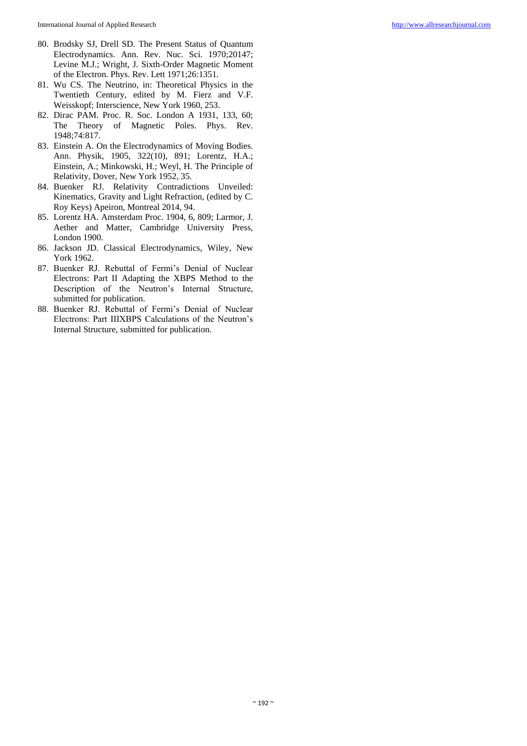80. Brodsky SJ, Drell SD. The Present Status of Quantum Electrodynamics. Ann. Rev. Nuc. Sci. 1970;20147; Levine M.J.; Wright, J. Sixth-Order Magnetic Moment of the Electron. Phys. Rev. Lett 1971;26:1351.
81. Wu CS. The Neutrino, in: Theoretical Physics in the Twentieth Century, edited by M. Fierz and V.F. Weisskopf; Interscience, New York 1960, 253.
82. Dirac PAM. Proc. R. Soc. London A 1931, 133, 60; The Theory of Magnetic Poles. Phys. Rev. 1948;74:817.
83. Einstein A. On the Electrodynamics of Moving Bodies. Ann. Physik, 1905, 322(10), 891; Lorentz, H.A.; Einstein, A.; Minkowski, H.; Weyl, H. The Principle of Relativity, Dover, New York 1952, 35.
84. Buenker RJ. Relativity Contradictions Unveiled: Kinematics, Gravity and Light Refraction, (edited by C. Roy Keys) Apeiron, Montreal 2014, 94.
85. Lorentz HA. Amsterdam Proc. 1904, 6, 809; Larmor, J. Aether and Matter, Cambridge University Press, London 1900.
86. Jackson JD. Classical Electrodynamics, Wiley, New York 1962.
87. Buenker RJ. Rebuttal of Fermi's Denial of Nuclear Electrons: Part II Adapting the XBPS Method to the Description of the Neutron's Internal Structure, submitted for publication.
88. Buenker RJ. Rebuttal of Fermi's Denial of Nuclear Electrons: Part IIIXBPS Calculations of the Neutron's Internal Structure, submitted for publication.